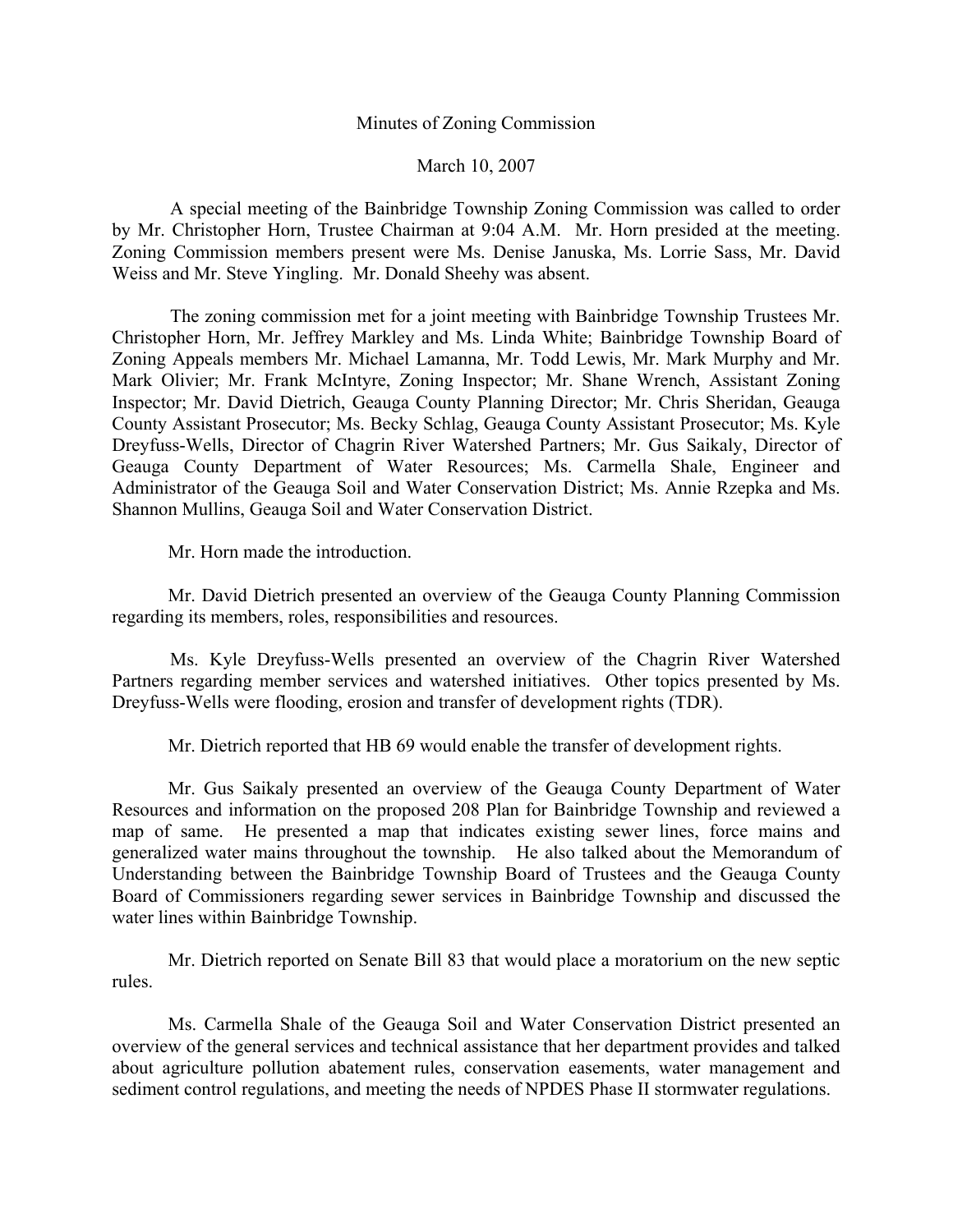Minutes of Zoning Commission

March 10, 2007

A special meeting of the Bainbridge Township Zoning Commission was called to order by Mr. Christopher Horn, Trustee Chairman at 9:04 A.M. Mr. Horn presided at the meeting. Zoning Commission members present were Ms. Denise Januska, Ms. Lorrie Sass, Mr. David Weiss and Mr. Steve Yingling. Mr. Donald Sheehy was absent.

The zoning commission met for a joint meeting with Bainbridge Township Trustees Mr. Christopher Horn, Mr. Jeffrey Markley and Ms. Linda White; Bainbridge Township Board of Zoning Appeals members Mr. Michael Lamanna, Mr. Todd Lewis, Mr. Mark Murphy and Mr. Mark Olivier; Mr. Frank McIntyre, Zoning Inspector; Mr. Shane Wrench, Assistant Zoning Inspector; Mr. David Dietrich, Geauga County Planning Director; Mr. Chris Sheridan, Geauga County Assistant Prosecutor; Ms. Becky Schlag, Geauga County Assistant Prosecutor; Ms. Kyle Dreyfuss-Wells, Director of Chagrin River Watershed Partners; Mr. Gus Saikaly, Director of Geauga County Department of Water Resources; Ms. Carmella Shale, Engineer and Administrator of the Geauga Soil and Water Conservation District; Ms. Annie Rzepka and Ms. Shannon Mullins, Geauga Soil and Water Conservation District.

Mr. Horn made the introduction.

Mr. David Dietrich presented an overview of the Geauga County Planning Commission regarding its members, roles, responsibilities and resources.

Ms. Kyle Dreyfuss-Wells presented an overview of the Chagrin River Watershed Partners regarding member services and watershed initiatives. Other topics presented by Ms. Dreyfuss-Wells were flooding, erosion and transfer of development rights (TDR).

Mr. Dietrich reported that HB 69 would enable the transfer of development rights.

Mr. Gus Saikaly presented an overview of the Geauga County Department of Water Resources and information on the proposed 208 Plan for Bainbridge Township and reviewed a map of same. He presented a map that indicates existing sewer lines, force mains and generalized water mains throughout the township. He also talked about the Memorandum of Understanding between the Bainbridge Township Board of Trustees and the Geauga County Board of Commissioners regarding sewer services in Bainbridge Township and discussed the water lines within Bainbridge Township.

Mr. Dietrich reported on Senate Bill 83 that would place a moratorium on the new septic rules.

Ms. Carmella Shale of the Geauga Soil and Water Conservation District presented an overview of the general services and technical assistance that her department provides and talked about agriculture pollution abatement rules, conservation easements, water management and sediment control regulations, and meeting the needs of NPDES Phase II stormwater regulations.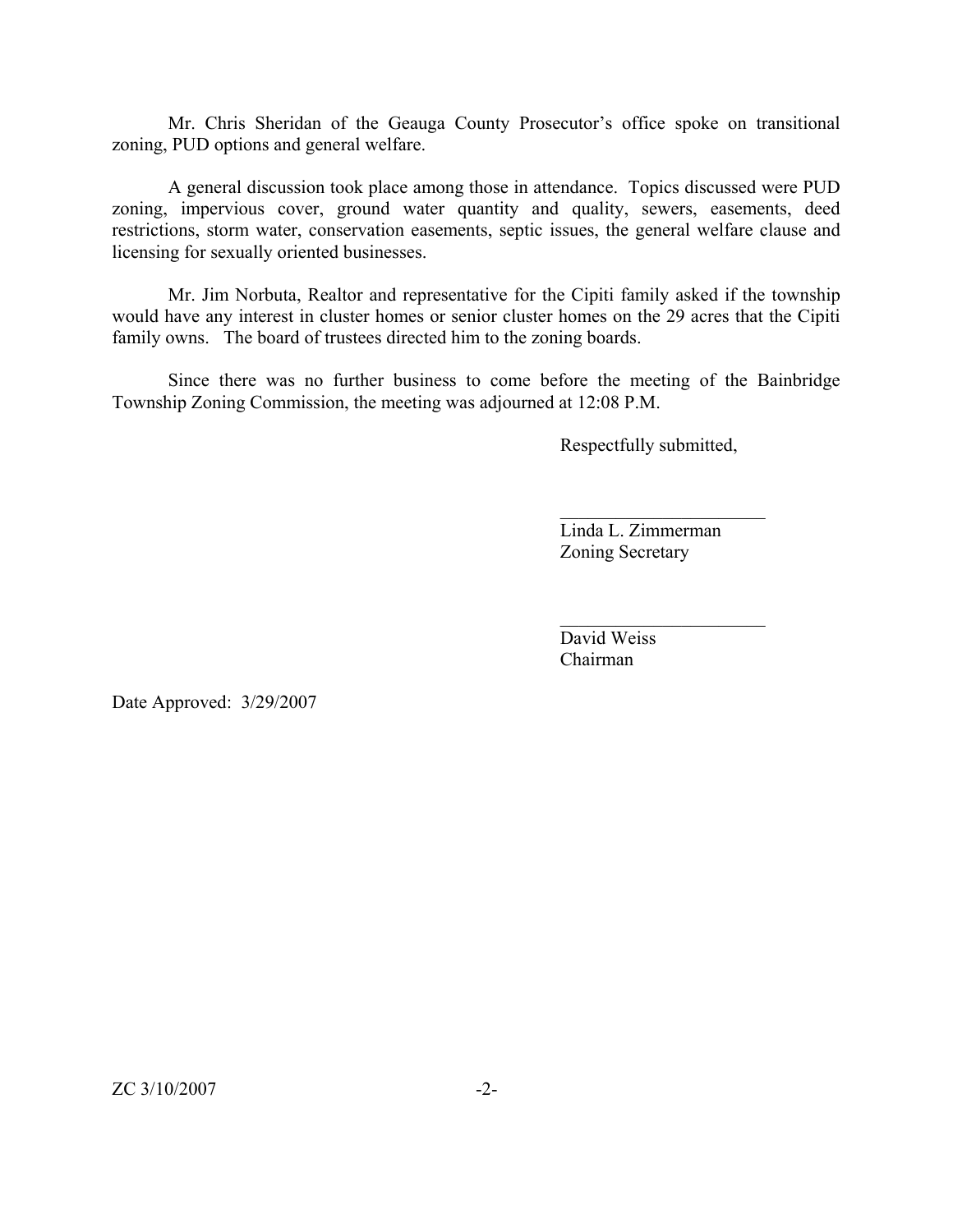Mr. Chris Sheridan of the Geauga County Prosecutor's office spoke on transitional zoning, PUD options and general welfare.

A general discussion took place among those in attendance. Topics discussed were PUD zoning, impervious cover, ground water quantity and quality, sewers, easements, deed restrictions, storm water, conservation easements, septic issues, the general welfare clause and licensing for sexually oriented businesses.

Mr. Jim Norbuta, Realtor and representative for the Cipiti family asked if the township would have any interest in cluster homes or senior cluster homes on the 29 acres that the Cipiti family owns. The board of trustees directed him to the zoning boards.

Since there was no further business to come before the meeting of the Bainbridge Township Zoning Commission, the meeting was adjourned at 12:08 P.M.

Respectfully submitted,

\_\_\_\_\_\_\_\_\_\_\_\_\_\_\_\_\_\_\_\_\_\_

Linda L. Zimmerman
Zoning Secretary

\_\_\_\_\_\_\_\_\_\_\_\_\_\_\_\_\_\_\_\_\_\_

David Weiss
Chairman

Date Approved: 3/29/2007